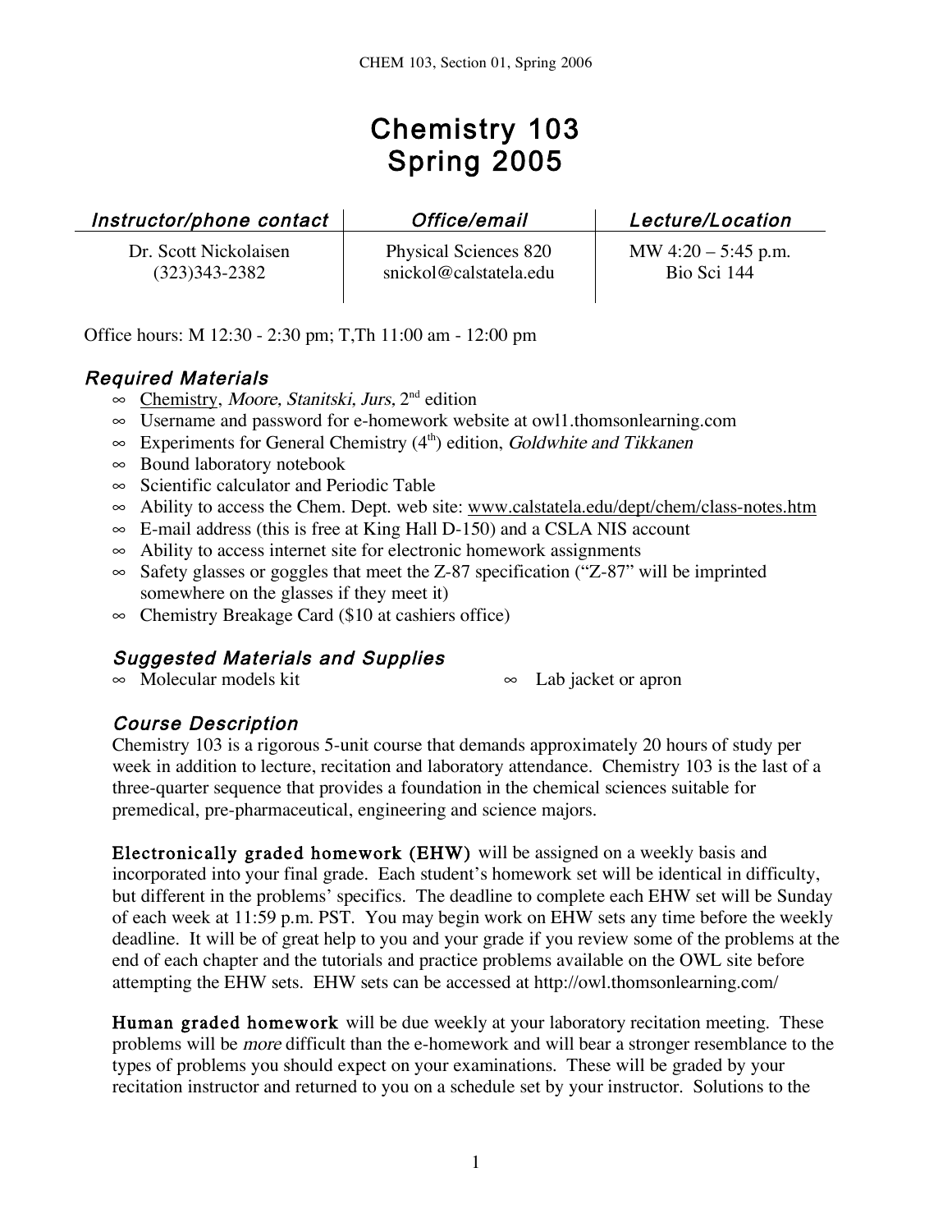# Chemistry 103
# Spring 2005

| *Instructor/phone contact* | *Office/email* | *Lecture/Location* |
|---|---|---|
| Dr. Scott Nickolaisen (323)343-2382 | Physical Sciences 820 snickol@calstatela.edu | MW 4:20 – 5:45 p.m. Bio Sci 144 |

Office hours: M 12:30 - 2:30 pm; T,Th 11:00 am - 12:00 pm

## *Required Materials*

- Chemistry, *Moore, Stanitski, Jurs*, 2nd edition
- Username and password for e-homework website at owl1.thomsonlearning.com
- Experiments for General Chemistry (4th) edition, *Goldwhite and Tikkanen*
- Bound laboratory notebook
- Scientific calculator and Periodic Table
- Ability to access the Chem. Dept. web site: www.calstatela.edu/dept/chem/class-notes.htm
- E-mail address (this is free at King Hall D-150) and a CSLA NIS account
- Ability to access internet site for electronic homework assignments
- Safety glasses or goggles that meet the Z-87 specification ("Z-87" will be imprinted somewhere on the glasses if they meet it)
- Chemistry Breakage Card ($10 at cashiers office)

## *Suggested Materials and Supplies*

- Molecular models kit
- Lab jacket or apron

## *Course Description*

Chemistry 103 is a rigorous 5-unit course that demands approximately 20 hours of study per week in addition to lecture, recitation and laboratory attendance. Chemistry 103 is the last of a three-quarter sequence that provides a foundation in the chemical sciences suitable for premedical, pre-pharmaceutical, engineering and science majors.

**Electronically graded homework (EHW)** will be assigned on a weekly basis and incorporated into your final grade. Each student's homework set will be identical in difficulty, but different in the problems' specifics. The deadline to complete each EHW set will be Sunday of each week at 11:59 p.m. PST. You may begin work on EHW sets any time before the weekly deadline. It will be of great help to you and your grade if you review some of the problems at the end of each chapter and the tutorials and practice problems available on the OWL site before attempting the EHW sets. EHW sets can be accessed at http://owl.thomsonlearning.com/

**Human graded homework** will be due weekly at your laboratory recitation meeting. These problems will be *more* difficult than the e-homework and will bear a stronger resemblance to the types of problems you should expect on your examinations. These will be graded by your recitation instructor and returned to you on a schedule set by your instructor. Solutions to the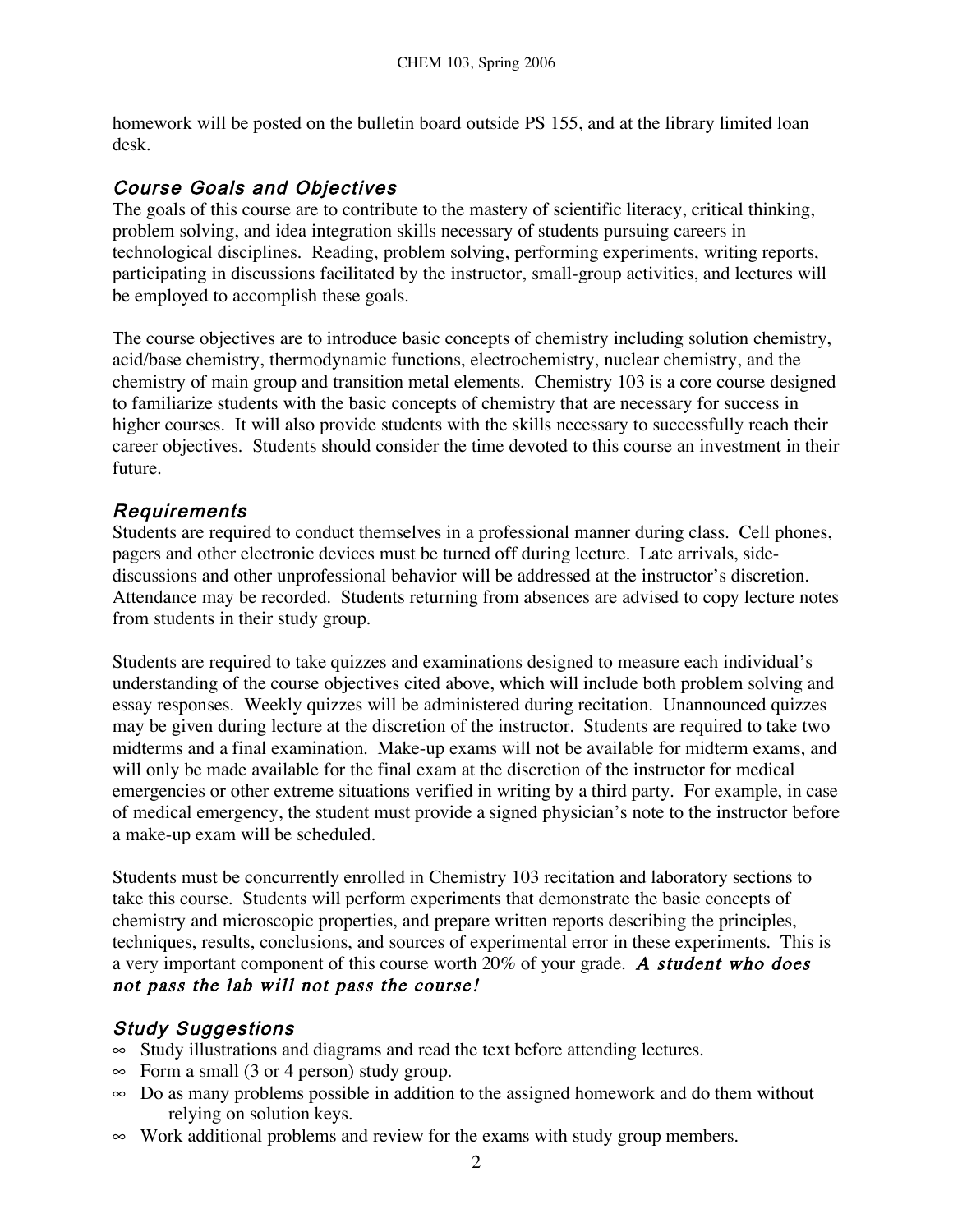homework will be posted on the bulletin board outside PS 155, and at the library limited loan desk.

## *Course Goals and Objectives*

The goals of this course are to contribute to the mastery of scientific literacy, critical thinking, problem solving, and idea integration skills necessary of students pursuing careers in technological disciplines. Reading, problem solving, performing experiments, writing reports, participating in discussions facilitated by the instructor, small-group activities, and lectures will be employed to accomplish these goals.

The course objectives are to introduce basic concepts of chemistry including solution chemistry, acid/base chemistry, thermodynamic functions, electrochemistry, nuclear chemistry, and the chemistry of main group and transition metal elements. Chemistry 103 is a core course designed to familiarize students with the basic concepts of chemistry that are necessary for success in higher courses. It will also provide students with the skills necessary to successfully reach their career objectives. Students should consider the time devoted to this course an investment in their future.

## *Requirements*

Students are required to conduct themselves in a professional manner during class. Cell phones, pagers and other electronic devices must be turned off during lecture. Late arrivals, side-discussions and other unprofessional behavior will be addressed at the instructor's discretion. Attendance may be recorded. Students returning from absences are advised to copy lecture notes from students in their study group.

Students are required to take quizzes and examinations designed to measure each individual's understanding of the course objectives cited above, which will include both problem solving and essay responses. Weekly quizzes will be administered during recitation. Unannounced quizzes may be given during lecture at the discretion of the instructor. Students are required to take two midterms and a final examination. Make-up exams will not be available for midterm exams, and will only be made available for the final exam at the discretion of the instructor for medical emergencies or other extreme situations verified in writing by a third party. For example, in case of medical emergency, the student must provide a signed physician's note to the instructor before a make-up exam will be scheduled.

Students must be concurrently enrolled in Chemistry 103 recitation and laboratory sections to take this course. Students will perform experiments that demonstrate the basic concepts of chemistry and microscopic properties, and prepare written reports describing the principles, techniques, results, conclusions, and sources of experimental error in these experiments. This is a very important component of this course worth 20% of your grade. ***A student who does not pass the lab will not pass the course!***

## *Study Suggestions*

- Study illustrations and diagrams and read the text before attending lectures.
- Form a small (3 or 4 person) study group.
- Do as many problems possible in addition to the assigned homework and do them without relying on solution keys.
- Work additional problems and review for the exams with study group members.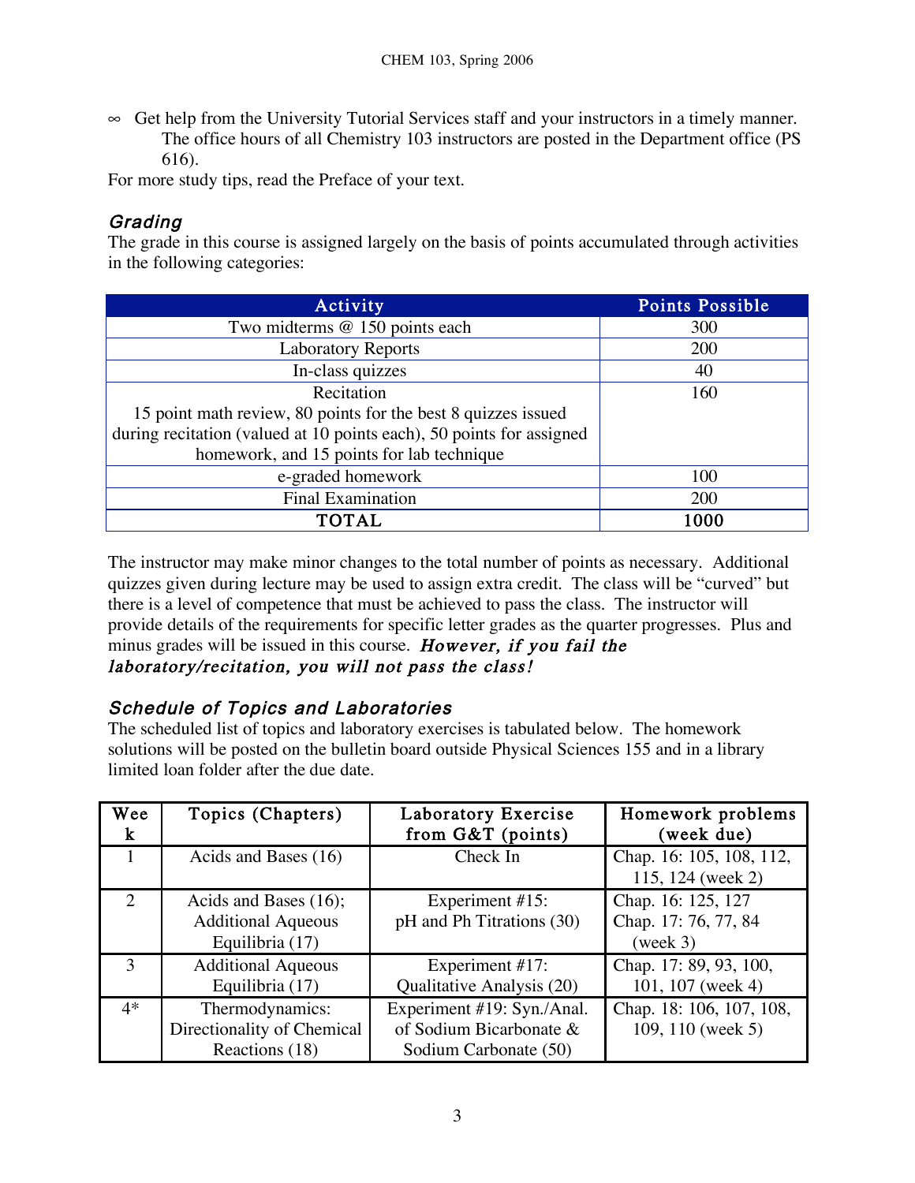∞ Get help from the University Tutorial Services staff and your instructors in a timely manner. The office hours of all Chemistry 103 instructors are posted in the Department office (PS 616).

For more study tips, read the Preface of your text.

### *Grading*

The grade in this course is assigned largely on the basis of points accumulated through activities in the following categories:

| Activity | Points Possible |
|---|---|
| Two midterms @ 150 points each | 300 |
| Laboratory Reports | 200 |
| In-class quizzes | 40 |
| Recitation<br>15 point math review, 80 points for the best 8 quizzes issued during recitation (valued at 10 points each), 50 points for assigned homework, and 15 points for lab technique | 160 |
| e-graded homework | 100 |
| Final Examination | 200 |
| **TOTAL** | **1000** |

The instructor may make minor changes to the total number of points as necessary. Additional quizzes given during lecture may be used to assign extra credit. The class will be "curved" but there is a level of competence that must be achieved to pass the class. The instructor will provide details of the requirements for specific letter grades as the quarter progresses. Plus and minus grades will be issued in this course. ***However, if you fail the laboratory/recitation, you will not pass the class!***

### *Schedule of Topics and Laboratories*

The scheduled list of topics and laboratory exercises is tabulated below. The homework solutions will be posted on the bulletin board outside Physical Sciences 155 and in a library limited loan folder after the due date.

| Week | Topics (Chapters) | Laboratory Exercise from G&T (points) | Homework problems (week due) |
|---|---|---|---|
| 1 | Acids and Bases (16) | Check In | Chap. 16: 105, 108, 112, 115, 124 (week 2) |
| 2 | Acids and Bases (16); Additional Aqueous Equilibria (17) | Experiment #15: pH and Ph Titrations (30) | Chap. 16: 125, 127<br>Chap. 17: 76, 77, 84 (week 3) |
| 3 | Additional Aqueous Equilibria (17) | Experiment #17: Qualitative Analysis (20) | Chap. 17: 89, 93, 100, 101, 107 (week 4) |
| 4* | Thermodynamics: Directionality of Chemical Reactions (18) | Experiment #19: Syn./Anal. of Sodium Bicarbonate & Sodium Carbonate (50) | Chap. 18: 106, 107, 108, 109, 110 (week 5) |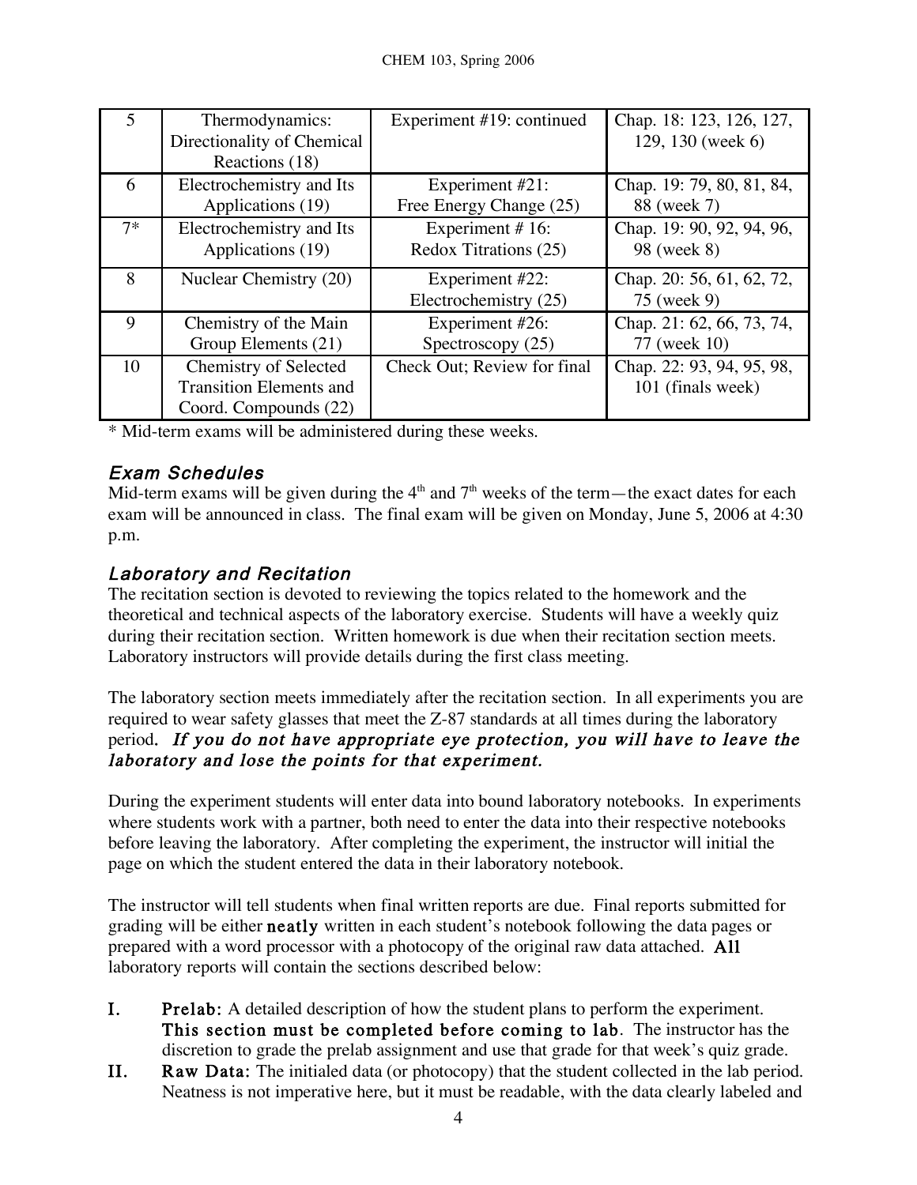| 5 | Thermodynamics: Directionality of Chemical Reactions (18) | Experiment #19: continued | Chap. 18: 123, 126, 127, 129, 130 (week 6) |
|---|---|---|---|
| 6 | Electrochemistry and Its Applications (19) | Experiment #21: Free Energy Change (25) | Chap. 19: 79, 80, 81, 84, 88 (week 7) |
| 7* | Electrochemistry and Its Applications (19) | Experiment # 16: Redox Titrations (25) | Chap. 19: 90, 92, 94, 96, 98 (week 8) |
| 8 | Nuclear Chemistry (20) | Experiment #22: Electrochemistry (25) | Chap. 20: 56, 61, 62, 72, 75 (week 9) |
| 9 | Chemistry of the Main Group Elements (21) | Experiment #26: Spectroscopy (25) | Chap. 21: 62, 66, 73, 74, 77 (week 10) |
| 10 | Chemistry of Selected Transition Elements and Coord. Compounds (22) | Check Out; Review for final | Chap. 22: 93, 94, 95, 98, 101 (finals week) |

\* Mid-term exams will be administered during these weeks.

### *Exam Schedules*

Mid-term exams will be given during the 4th and 7th weeks of the term—the exact dates for each exam will be announced in class. The final exam will be given on Monday, June 5, 2006 at 4:30 p.m.

### *Laboratory and Recitation*

The recitation section is devoted to reviewing the topics related to the homework and the theoretical and technical aspects of the laboratory exercise. Students will have a weekly quiz during their recitation section. Written homework is due when their recitation section meets. Laboratory instructors will provide details during the first class meeting.

The laboratory section meets immediately after the recitation section. In all experiments you are required to wear safety glasses that meet the Z-87 standards at all times during the laboratory period. ***If you do not have appropriate eye protection, you will have to leave the laboratory and lose the points for that experiment.***

During the experiment students will enter data into bound laboratory notebooks. In experiments where students work with a partner, both need to enter the data into their respective notebooks before leaving the laboratory. After completing the experiment, the instructor will initial the page on which the student entered the data in their laboratory notebook.

The instructor will tell students when final written reports are due. Final reports submitted for grading will be either **neatly** written in each student's notebook following the data pages or prepared with a word processor with a photocopy of the original raw data attached. **All** laboratory reports will contain the sections described below:

**I.** **Prelab:** A detailed description of how the student plans to perform the experiment. **This section must be completed before coming to lab**. The instructor has the discretion to grade the prelab assignment and use that grade for that week's quiz grade.

**II.** **Raw Data:** The initialed data (or photocopy) that the student collected in the lab period. Neatness is not imperative here, but it must be readable, with the data clearly labeled and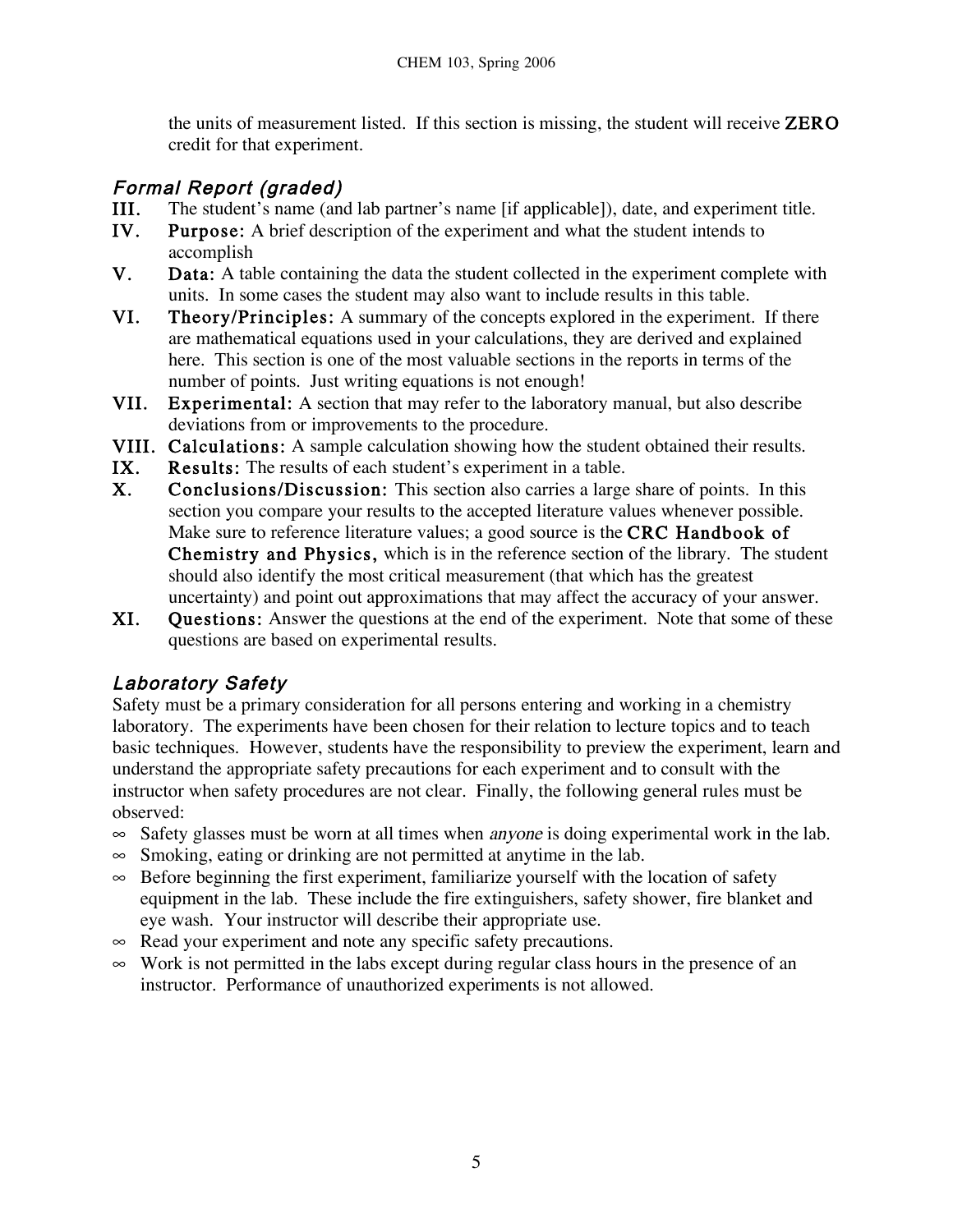the units of measurement listed. If this section is missing, the student will receive **ZERO** credit for that experiment.

## *Formal Report (graded)*

**III.** The student's name (and lab partner's name [if applicable]), date, and experiment title.

**IV.** **Purpose:** A brief description of the experiment and what the student intends to accomplish

**V.** **Data:** A table containing the data the student collected in the experiment complete with units. In some cases the student may also want to include results in this table.

**VI.** **Theory/Principles:** A summary of the concepts explored in the experiment. If there are mathematical equations used in your calculations, they are derived and explained here. This section is one of the most valuable sections in the reports in terms of the number of points. Just writing equations is not enough!

**VII.** **Experimental:** A section that may refer to the laboratory manual, but also describe deviations from or improvements to the procedure.

**VIII.** **Calculations:** A sample calculation showing how the student obtained their results.

**IX.** **Results:** The results of each student's experiment in a table.

**X.** **Conclusions/Discussion:** This section also carries a large share of points. In this section you compare your results to the accepted literature values whenever possible. Make sure to reference literature values; a good source is the **CRC Handbook of Chemistry and Physics,** which is in the reference section of the library. The student should also identify the most critical measurement (that which has the greatest uncertainty) and point out approximations that may affect the accuracy of your answer.

**XI.** **Questions:** Answer the questions at the end of the experiment. Note that some of these questions are based on experimental results.

## *Laboratory Safety*

Safety must be a primary consideration for all persons entering and working in a chemistry laboratory. The experiments have been chosen for their relation to lecture topics and to teach basic techniques. However, students have the responsibility to preview the experiment, learn and understand the appropriate safety precautions for each experiment and to consult with the instructor when safety procedures are not clear. Finally, the following general rules must be observed:

- Safety glasses must be worn at all times when *anyone* is doing experimental work in the lab.
- Smoking, eating or drinking are not permitted at anytime in the lab.
- Before beginning the first experiment, familiarize yourself with the location of safety equipment in the lab. These include the fire extinguishers, safety shower, fire blanket and eye wash. Your instructor will describe their appropriate use.
- Read your experiment and note any specific safety precautions.
- Work is not permitted in the labs except during regular class hours in the presence of an instructor. Performance of unauthorized experiments is not allowed.